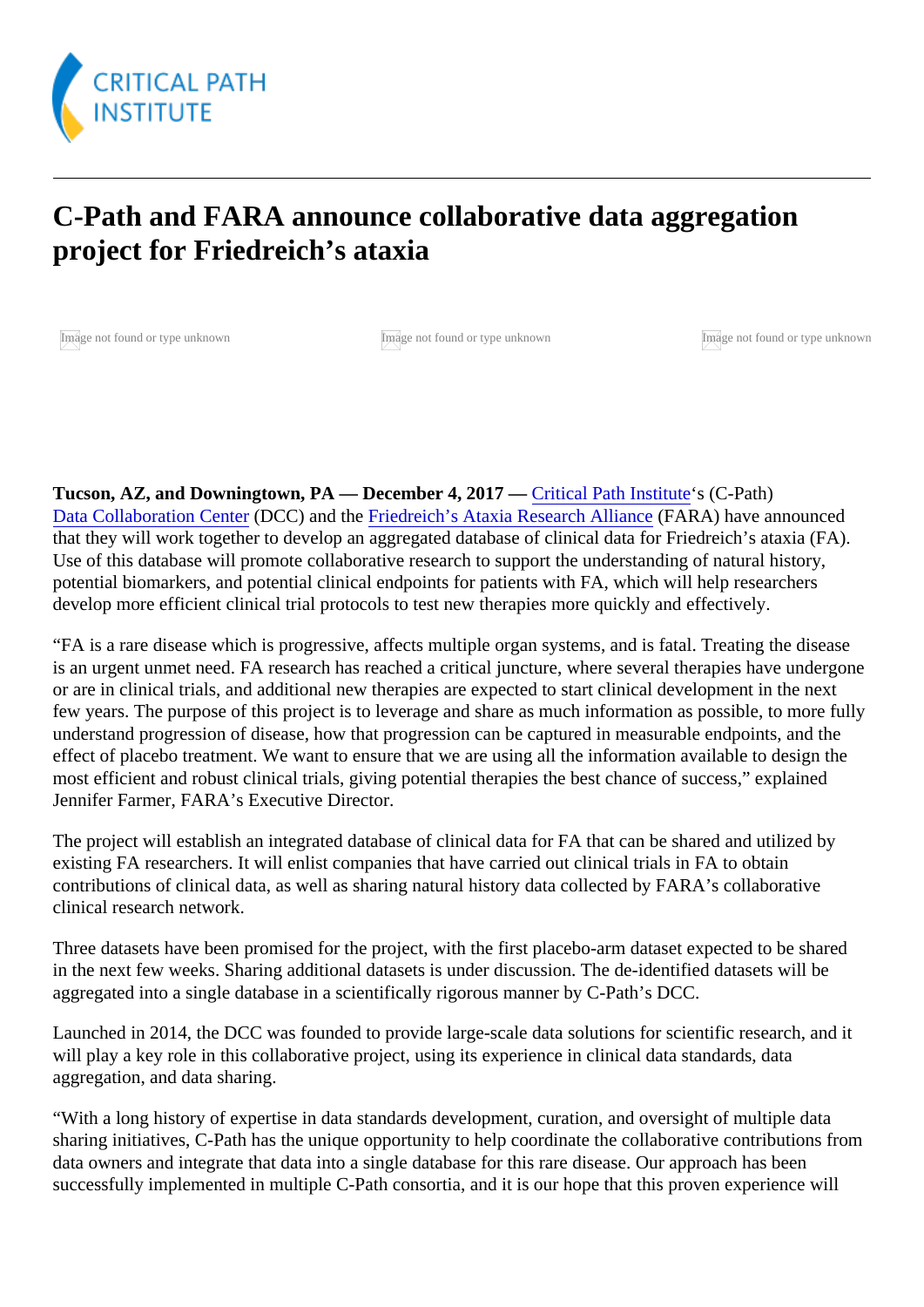# C-Path and FARA announce collaborative data aggregation project for Friedreich's ataxia

**Tucson, AZ, and Downingtown, PA — December 4, 2017 —** Critical Path Institute's (C-Path) Data Collaboration Center (DCC) and the Friedreich's Ataxia Research Alliance (FARA) have announced that they will work together to develop an aggregated database of clinical data for Friedreich's ataxia (FA). Use of this database will promote collaborative research to support the understanding of natural history, potential biomarkers, and potential clinical endpoints for patients with FA, which will help researchers develop more efficient clinical trial protocols to test new therapies more quickly and effectively.

"FA is a rare disease which is progressive, affects multiple organ systems, and is fatal. Treating the disease is an urgent unmet need. FA research has reached a critical juncture, where several therapies have undergone or are in clinical trials, and additional new therapies are expected to start clinical development in the next few years. The purpose of this project is to leverage and share as much information as possible, to more fully understand progression of disease, how that progression can be captured in measurable endpoints, and the effect of placebo treatment. We want to ensure that we are using all the information available to design the most efficient and robust clinical trials, giving potential therapies the best chance of success," explained Jennifer Farmer, FARA's Executive Director.

The project will establish an integrated database of clinical data for FA that can be shared and utilized by existing FA researchers. It will enlist companies that have carried out clinical trials in FA to obtain contributions of clinical data, as well as sharing natural history data collected by FARA's collaborative clinical research network.

Three datasets have been promised for the project, with the first placebo-arm dataset expected to be shared in the next few weeks. Sharing additional datasets is under discussion. The de-identified datasets will be aggregated into a single database in a scientifically rigorous manner by C-Path's DCC.

Launched in 2014, the DCC was founded to provide large-scale data solutions for scientific research, and it will play a key role in this collaborative project, using its experience in clinical data standards, data aggregation, and data sharing.

"With a long history of expertise in data standards development, curation, and oversight of multiple data sharing initiatives, C-Path has the unique opportunity to help coordinate the collaborative contributions from data owners and integrate that data into a single database for this rare disease. Our approach has been successfully implemented in multiple C-Path consortia, and it is our hope that this proven experience will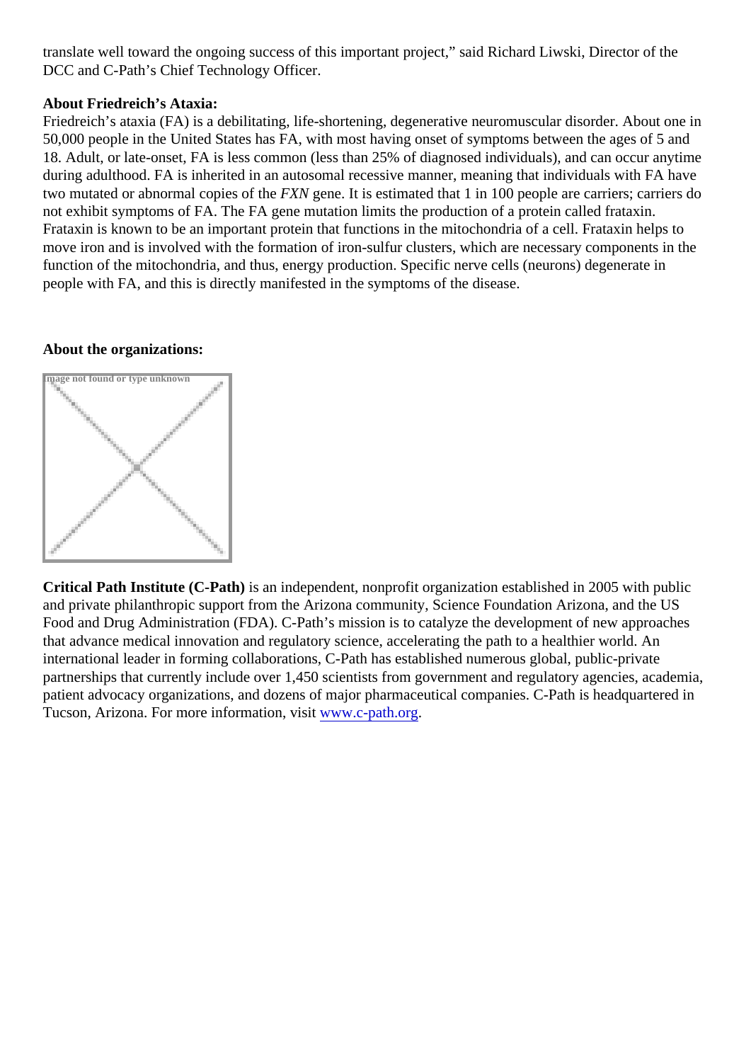translate well toward the ongoing success of this important project," said Richard Liwski, Director of the DCC and C-Path's Chief Technology Officer.

**About Friedreich's Ataxia:**

Friedreich's ataxia (FA) is a debilitating, life-shortening, degenerative neuromuscular disorder. About one in 50,000 people in the United States has FA, with most having onset of symptoms between the ages of 5 and 18. Adult, or late-onset, FA is less common (less than 25% of diagnosed individuals), and can occur anytime during adulthood. FA is inherited in an autosomal recessive manner, meaning that individuals with FA have two mutated or abnormal copies of the *FXN* gene. It is estimated that 1 in 100 people are carriers; carriers do not exhibit symptoms of FA. The FA gene mutation limits the production of a protein called frataxin. Frataxin is known to be an important protein that functions in the mitochondria of a cell. Frataxin helps to move iron and is involved with the formation of iron-sulfur clusters, which are necessary components in the function of the mitochondria, and thus, energy production. Specific nerve cells (neurons) degenerate in people with FA, and this is directly manifested in the symptoms of the disease.

**About the organizations:**

**Critical Path Institute (C-Path)** is an independent, nonprofit organization established in 2005 with public and private philanthropic support from the Arizona community, Science Foundation Arizona, and the US Food and Drug Administration (FDA). C-Path's mission is to catalyze the development of new approaches that advance medical innovation and regulatory science, accelerating the path to a healthier world. An international leader in forming collaborations, C-Path has established numerous global, public-private partnerships that currently include over 1,450 scientists from government and regulatory agencies, academia, patient advocacy organizations, and dozens of major pharmaceutical companies. C-Path is headquartered in Tucson, Arizona. For more information, visit www.c-path.org.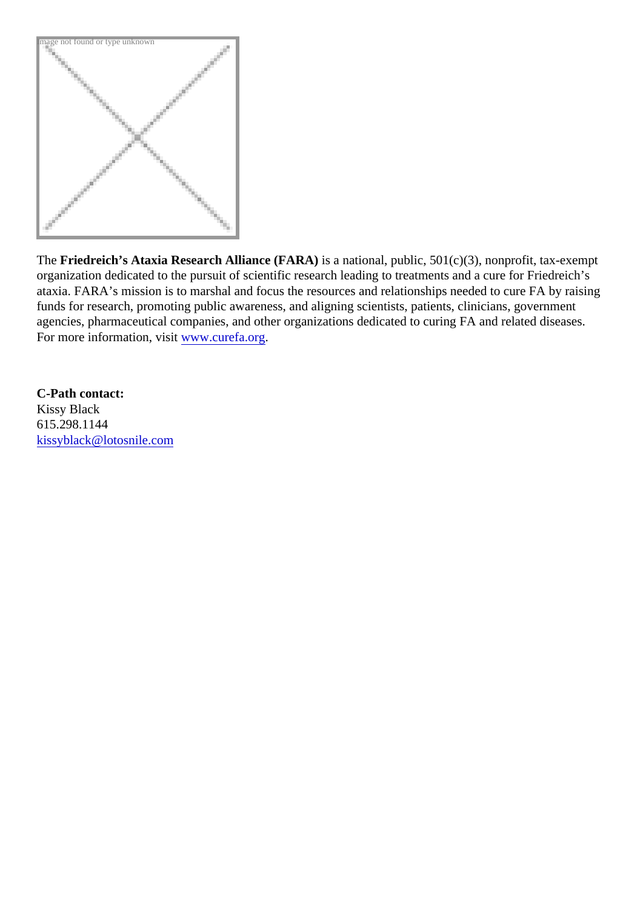The **Friedreich's Ataxia Research Alliance (FARA)** is a national, public, 501(c)(3), nonprofit, tax-exempt organization dedicated to the pursuit of scientific research leading to treatments and a cure for Friedreich's ataxia. FARA's mission is to marshal and focus the resources and relationships needed to cure FA by raising funds for research, promoting public awareness, and aligning scientists, patients, clinicians, government agencies, pharmaceutical companies, and other organizations dedicated to curing FA and related diseases. For more information, visit www.curefa.org.

**C-Path contact:**
Kissy Black
615.298.1144
kissyblack@lotosnile.com